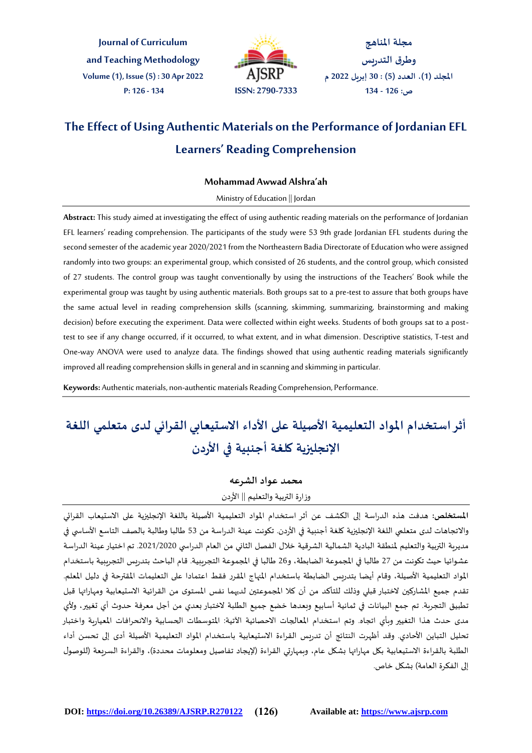# The Effect of Using Authentic Materials on the Performance of Jordanian EFL Learners' Reading Comprehension

**Mohammad Awwad Alshra'ah**

Ministry of Education || Jordan

**Abstract:** This study aimed at investigating the effect of using authentic reading materials on the performance of Jordanian EFL learners' reading comprehension. The participants of the study were 53 9th grade Jordanian EFL students during the second semester of the academic year 2020/2021 from the Northeastern Badia Directorate of Education who were assigned randomly into two groups: an experimental group, which consisted of 26 students, and the control group, which consisted of 27 students. The control group was taught conventionally by using the instructions of the Teachers' Book while the experimental group was taught by using authentic materials. Both groups sat to a pre-test to assure that both groups have the same actual level in reading comprehension skills (scanning, skimming, summarizing, brainstorming and making decision) before executing the experiment. Data were collected within eight weeks. Students of both groups sat to a post-test to see if any change occurred, if it occurred, to what extent, and in what dimension. Descriptive statistics, T-test and One-way ANOVA were used to analyze data. The findings showed that using authentic reading materials significantly improved all reading comprehension skills in general and in scanning and skimming in particular.

**Keywords:** Authentic materials, non-authentic materials Reading Comprehension, Performance.

# أثر استخدام المواد التعليمية الأصيلة على الأداء الاستيعابي القرائي لدى متعلمي اللغة الإنجليزية كلغة أجنبية في الأردن

**محمد عواد الشرعه**

وزارة التربية والتعليم || الأردن

**المستخلص:** هدفت هذه الدراسة إلى الكشف عن أثر استخدام المواد التعليمية الأصيلة باللغة الإنجليزية على الاستيعاب القرائي والاتجاهات لدى متعلمي اللغة الإنجليزية كلغة أجنبية في الأردن. تكونت عينة الدراسة من 53 طالبا وطالبة بالصف التاسع الأساسي في مديرية التربية والتعليم لمنطقة البادية الشمالية الشرقية خلال الفصل الثاني من العام الدراسي 2021/2020. تم اختيار عينة الدراسة عشوائيا حيث تكونت من 27 طالبا في المجموعة الضابطة، و26 طالبا في المجموعة التجريبية. قام الباحث بتدريس التجريبية باستخدام المواد التعليمية الأصيلة، وقام أيضا بتدريس الضابطة باستخدام المنهاج المقرر فقط اعتمادا على التعليمات المقترحة في دليل المعلم. تقدم جميع المشاركين لاختبار قبلي وذلك للتأكد من أن كلا المجموعتين لديهما نفس المستوى من القرائية الاستيعابية ومهاراتها قبل تطبيق التجربة. تم جمع البيانات في ثمانية أسابيع وبعدها خضع جميع الطلبة لاختبار بعدي من أجل معرفة حدوث أي تغيير، ولأي مدى حدث هذا التغيير وبأي اتجاه. وتم استخدام المعالجات الاحصائية الآتية: المتوسطات الحسابية والانحرافات المعيارية واختبار تحليل التباين الأحادي. وقد أظهرت النتائج أن تدريس القراءة الاستيعابية باستخدام المواد التعليمية الأصيلة أدى إلى تحسن أداء الطلبة بالقراءة الاستيعابية بكل مهاراتها بشكل عام، وبمهارتي القراءة (لإيجاد تفاصيل ومعلومات محددة)، والقراءة السريعة (للوصول إلى الفكرة العامة) بشكل خاص.

DOI: https://doi.org/10.26389/AJSRP.R270122 Available at: https://www.ajsrp.com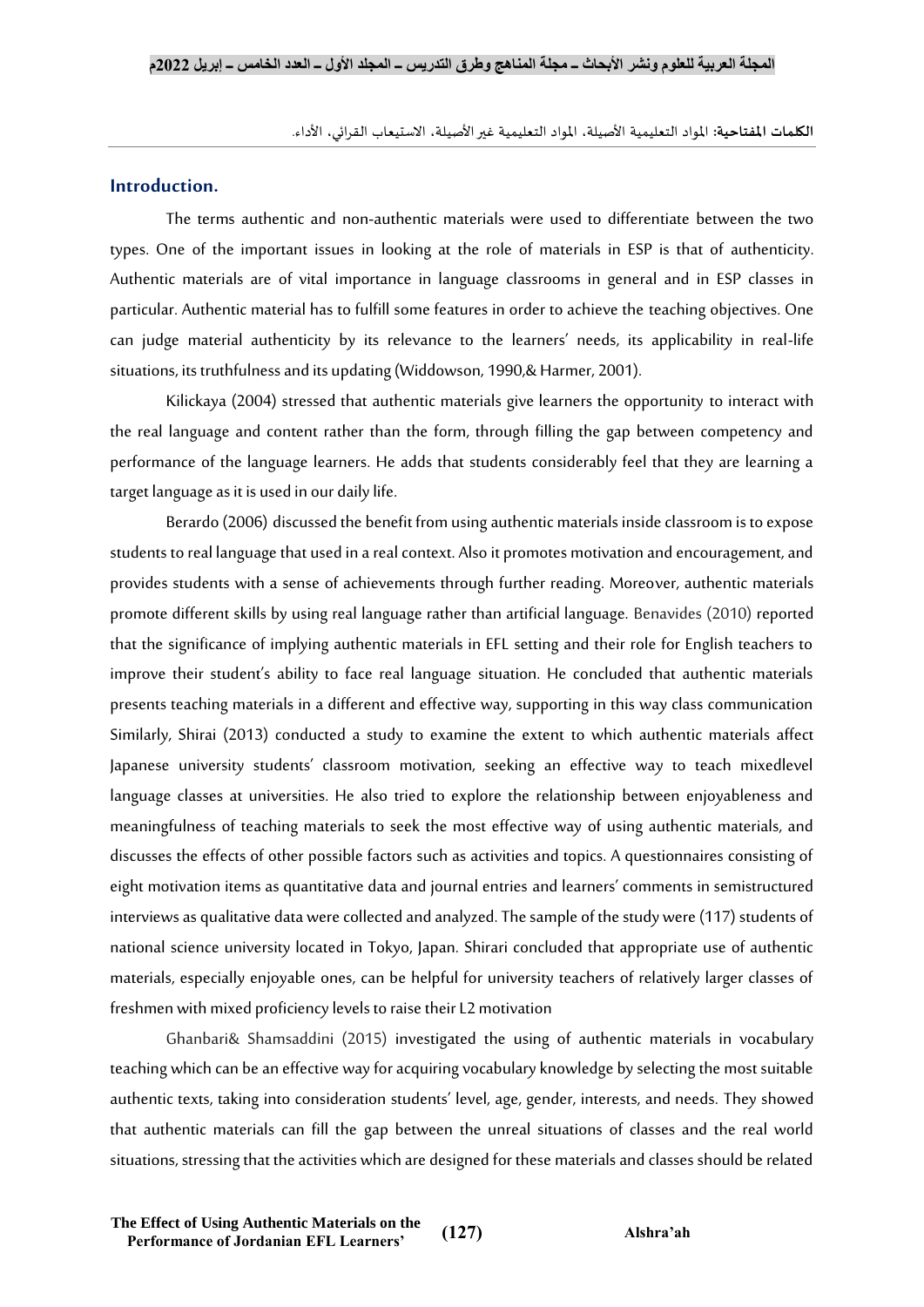**الكلمات المفتاحية:** المواد التعليمية الأصيلة، المواد التعليمية غير الأصيلة، الاستيعاب القرائي، الأداء.

## Introduction.

The terms authentic and non-authentic materials were used to differentiate between the two types. One of the important issues in looking at the role of materials in ESP is that of authenticity. Authentic materials are of vital importance in language classrooms in general and in ESP classes in particular. Authentic material has to fulfill some features in order to achieve the teaching objectives. One can judge material authenticity by its relevance to the learners' needs, its applicability in real-life situations, its truthfulness and its updating (Widdowson, 1990,& Harmer, 2001).

Kilickaya (2004) stressed that authentic materials give learners the opportunity to interact with the real language and content rather than the form, through filling the gap between competency and performance of the language learners. He adds that students considerably feel that they are learning a target language as it is used in our daily life.

Berardo (2006) discussed the benefit from using authentic materials inside classroom is to expose students to real language that used in a real context. Also it promotes motivation and encouragement, and provides students with a sense of achievements through further reading. Moreover, authentic materials promote different skills by using real language rather than artificial language. Benavides (2010) reported that the significance of implying authentic materials in EFL setting and their role for English teachers to improve their student's ability to face real language situation. He concluded that authentic materials presents teaching materials in a different and effective way, supporting in this way class communication Similarly, Shirai (2013) conducted a study to examine the extent to which authentic materials affect Japanese university students' classroom motivation, seeking an effective way to teach mixedlevel language classes at universities. He also tried to explore the relationship between enjoyableness and meaningfulness of teaching materials to seek the most effective way of using authentic materials, and discusses the effects of other possible factors such as activities and topics. A questionnaires consisting of eight motivation items as quantitative data and journal entries and learners' comments in semistructured interviews as qualitative data were collected and analyzed. The sample of the study were (117) students of national science university located in Tokyo, Japan. Shirari concluded that appropriate use of authentic materials, especially enjoyable ones, can be helpful for university teachers of relatively larger classes of freshmen with mixed proficiency levels to raise their L2 motivation

Ghanbari& Shamsaddini (2015) investigated the using of authentic materials in vocabulary teaching which can be an effective way for acquiring vocabulary knowledge by selecting the most suitable authentic texts, taking into consideration students' level, age, gender, interests, and needs. They showed that authentic materials can fill the gap between the unreal situations of classes and the real world situations, stressing that the activities which are designed for these materials and classes should be related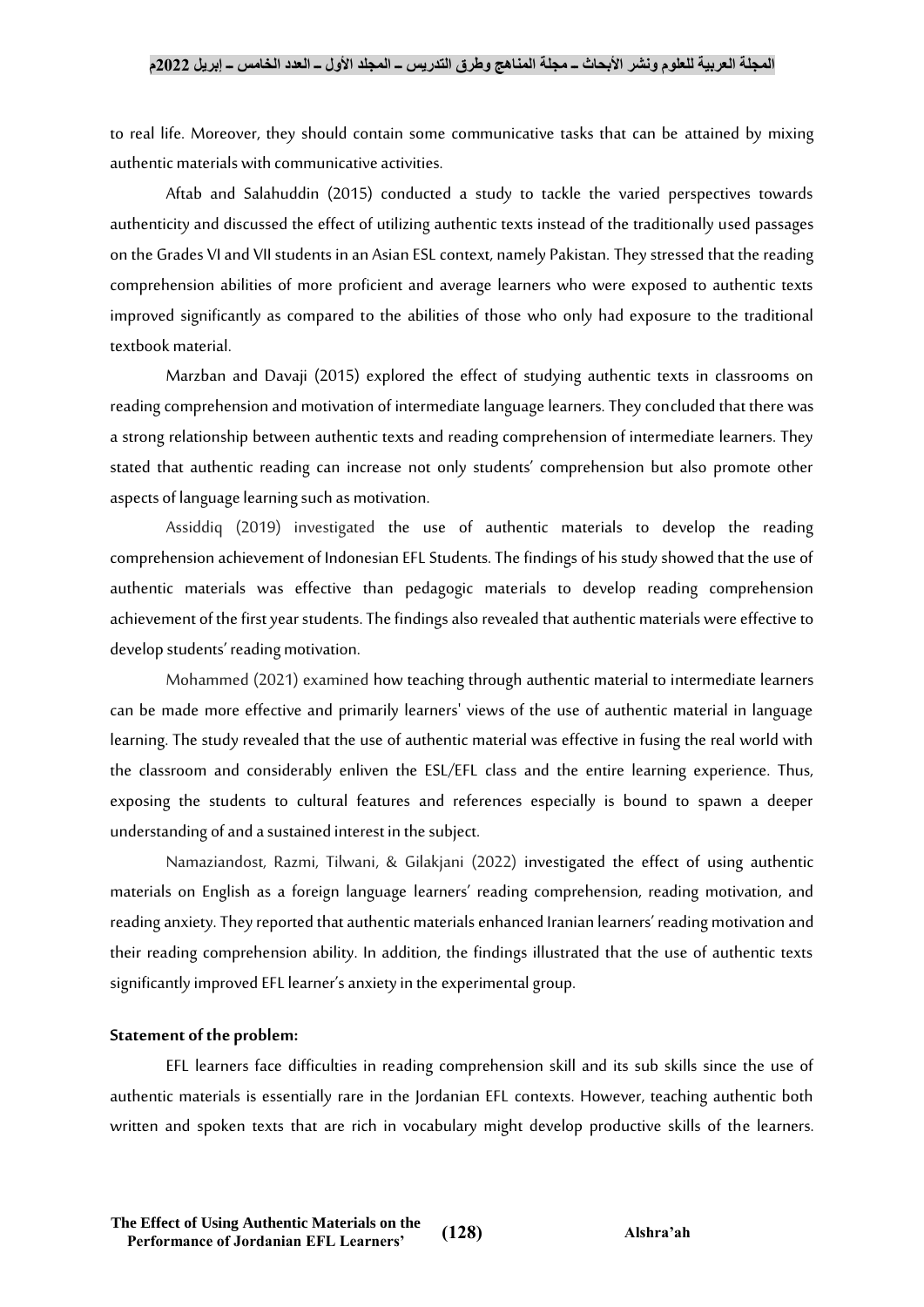to real life. Moreover, they should contain some communicative tasks that can be attained by mixing authentic materials with communicative activities.

Aftab and Salahuddin (2015) conducted a study to tackle the varied perspectives towards authenticity and discussed the effect of utilizing authentic texts instead of the traditionally used passages on the Grades VI and VII students in an Asian ESL context, namely Pakistan. They stressed that the reading comprehension abilities of more proficient and average learners who were exposed to authentic texts improved significantly as compared to the abilities of those who only had exposure to the traditional textbook material.

Marzban and Davaji (2015) explored the effect of studying authentic texts in classrooms on reading comprehension and motivation of intermediate language learners. They concluded that there was a strong relationship between authentic texts and reading comprehension of intermediate learners. They stated that authentic reading can increase not only students' comprehension but also promote other aspects of language learning such as motivation.

Assiddiq (2019) investigated the use of authentic materials to develop the reading comprehension achievement of Indonesian EFL Students. The findings of his study showed that the use of authentic materials was effective than pedagogic materials to develop reading comprehension achievement of the first year students. The findings also revealed that authentic materials were effective to develop students' reading motivation.

Mohammed (2021) examined how teaching through authentic material to intermediate learners can be made more effective and primarily learners' views of the use of authentic material in language learning. The study revealed that the use of authentic material was effective in fusing the real world with the classroom and considerably enliven the ESL/EFL class and the entire learning experience. Thus, exposing the students to cultural features and references especially is bound to spawn a deeper understanding of and a sustained interest in the subject.

Namaziandost, Razmi, Tilwani, & Gilakjani (2022) investigated the effect of using authentic materials on English as a foreign language learners' reading comprehension, reading motivation, and reading anxiety. They reported that authentic materials enhanced Iranian learners' reading motivation and their reading comprehension ability. In addition, the findings illustrated that the use of authentic texts significantly improved EFL learner's anxiety in the experimental group.

**Statement of the problem:**

EFL learners face difficulties in reading comprehension skill and its sub skills since the use of authentic materials is essentially rare in the Jordanian EFL contexts. However, teaching authentic both written and spoken texts that are rich in vocabulary might develop productive skills of the learners.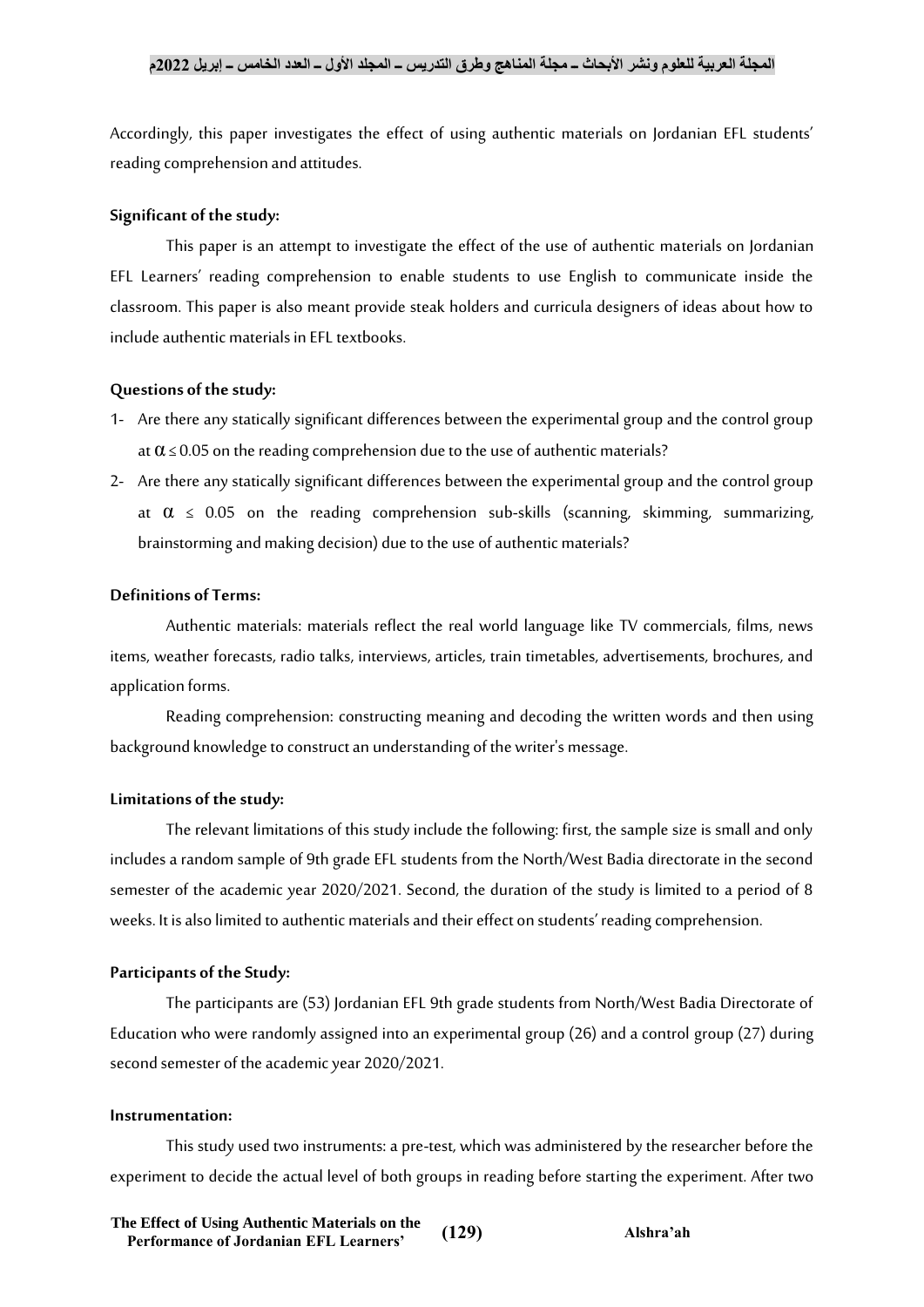Accordingly, this paper investigates the effect of using authentic materials on Jordanian EFL students' reading comprehension and attitudes.

**Significant of the study:**

This paper is an attempt to investigate the effect of the use of authentic materials on Jordanian EFL Learners' reading comprehension to enable students to use English to communicate inside the classroom. This paper is also meant provide steak holders and curricula designers of ideas about how to include authentic materials in EFL textbooks.

**Questions of the study:**

1- Are there any statically significant differences between the experimental group and the control group at $\alpha \leq 0.05$ on the reading comprehension due to the use of authentic materials?
2- Are there any statically significant differences between the experimental group and the control group at $\alpha \leq 0.05$ on the reading comprehension sub-skills (scanning, skimming, summarizing, brainstorming and making decision) due to the use of authentic materials?

**Definitions of Terms:**

Authentic materials: materials reflect the real world language like TV commercials, films, news items, weather forecasts, radio talks, interviews, articles, train timetables, advertisements, brochures, and application forms.

Reading comprehension: constructing meaning and decoding the written words and then using background knowledge to construct an understanding of the writer's message.

**Limitations of the study:**

The relevant limitations of this study include the following: first, the sample size is small and only includes a random sample of 9th grade EFL students from the North/West Badia directorate in the second semester of the academic year 2020/2021. Second, the duration of the study is limited to a period of 8 weeks. It is also limited to authentic materials and their effect on students' reading comprehension.

**Participants of the Study:**

The participants are (53) Jordanian EFL 9th grade students from North/West Badia Directorate of Education who were randomly assigned into an experimental group (26) and a control group (27) during second semester of the academic year 2020/2021.

**Instrumentation:**

This study used two instruments: a pre-test, which was administered by the researcher before the experiment to decide the actual level of both groups in reading before starting the experiment. After two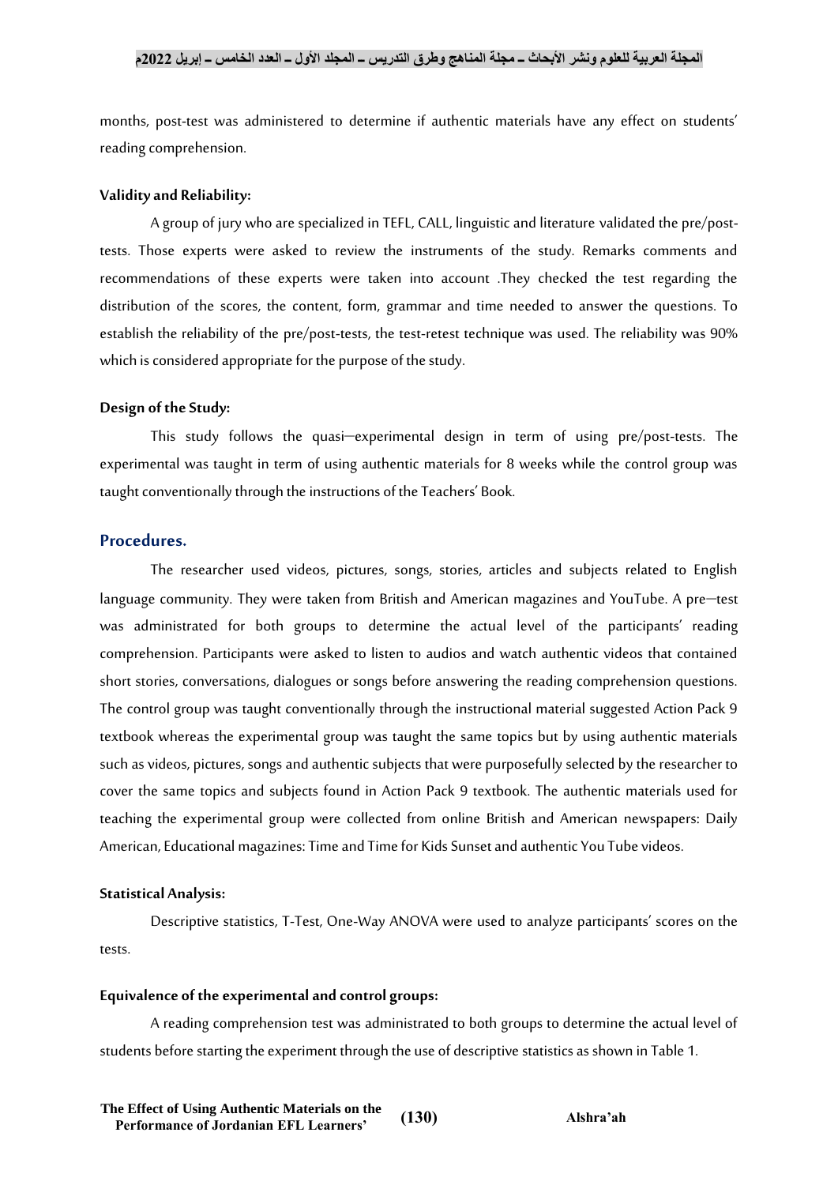months, post-test was administered to determine if authentic materials have any effect on students' reading comprehension.

**Validity and Reliability:**

A group of jury who are specialized in TEFL, CALL, linguistic and literature validated the pre/post-tests. Those experts were asked to review the instruments of the study. Remarks comments and recommendations of these experts were taken into account .They checked the test regarding the distribution of the scores, the content, form, grammar and time needed to answer the questions. To establish the reliability of the pre/post-tests, the test-retest technique was used. The reliability was 90% which is considered appropriate for the purpose of the study.

**Design of the Study:**

This study follows the quasi–experimental design in term of using pre/post-tests. The experimental was taught in term of using authentic materials for 8 weeks while the control group was taught conventionally through the instructions of the Teachers' Book.

## Procedures.

The researcher used videos, pictures, songs, stories, articles and subjects related to English language community. They were taken from British and American magazines and YouTube. A pre–test was administrated for both groups to determine the actual level of the participants' reading comprehension. Participants were asked to listen to audios and watch authentic videos that contained short stories, conversations, dialogues or songs before answering the reading comprehension questions. The control group was taught conventionally through the instructional material suggested Action Pack 9 textbook whereas the experimental group was taught the same topics but by using authentic materials such as videos, pictures, songs and authentic subjects that were purposefully selected by the researcher to cover the same topics and subjects found in Action Pack 9 textbook. The authentic materials used for teaching the experimental group were collected from online British and American newspapers: Daily American, Educational magazines: Time and Time for Kids Sunset and authentic You Tube videos.

**Statistical Analysis:**

Descriptive statistics, T-Test, One-Way ANOVA were used to analyze participants' scores on the tests.

**Equivalence of the experimental and control groups:**

A reading comprehension test was administrated to both groups to determine the actual level of students before starting the experiment through the use of descriptive statistics as shown in Table 1.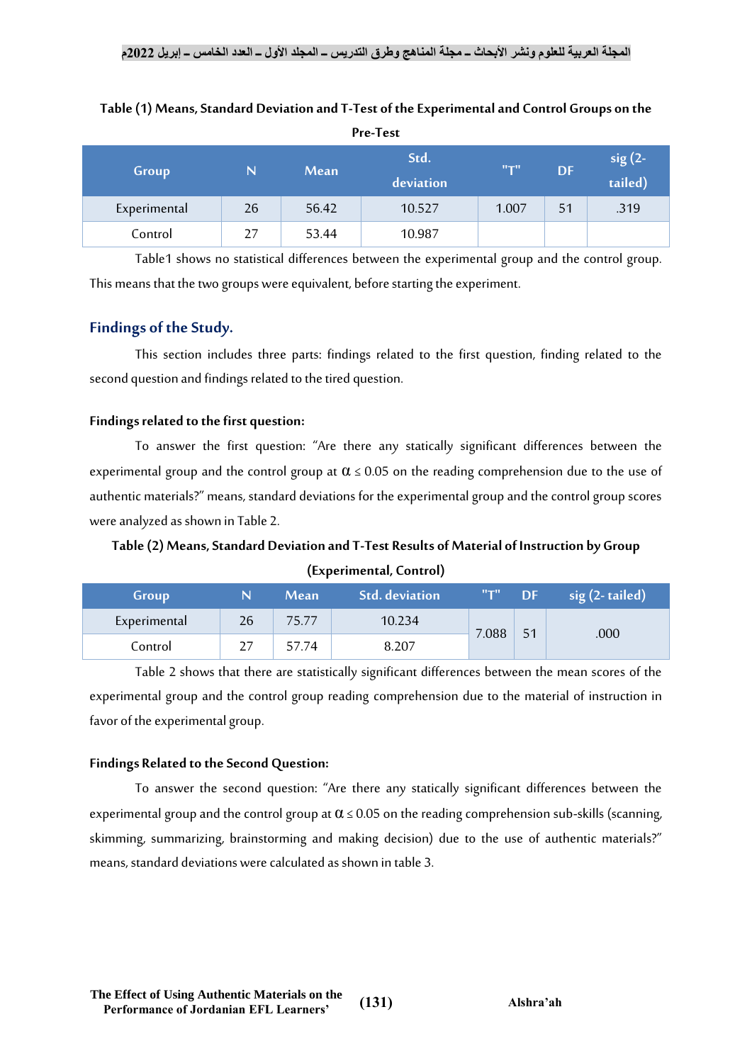**Table (1) Means, Standard Deviation and T-Test of the Experimental and Control Groups on the Pre-Test**

| Group | N | Mean | Std. deviation | "T" | DF | sig (2-tailed) |
|---|---|---|---|---|---|---|
| Experimental | 26 | 56.42 | 10.527 | 1.007 | 51 | .319 |
| Control | 27 | 53.44 | 10.987 | | | |

Table1 shows no statistical differences between the experimental group and the control group. This means that the two groups were equivalent, before starting the experiment.

## Findings of the Study.

This section includes three parts: findings related to the first question, finding related to the second question and findings related to the tired question.

### Findings related to the first question:

To answer the first question: "Are there any statically significant differences between the experimental group and the control group at $\alpha \leq 0.05$ on the reading comprehension due to the use of authentic materials?" means, standard deviations for the experimental group and the control group scores were analyzed as shown in Table 2.

**Table (2) Means, Standard Deviation and T-Test Results of Material of Instruction by Group (Experimental, Control)**

| Group | N | Mean | Std. deviation | "T" | DF | sig (2- tailed) |
|---|---|---|---|---|---|---|
| Experimental | 26 | 75.77 | 10.234 | 7.088 | 51 | .000 |
| Control | 27 | 57.74 | 8.207 | | | |

Table 2 shows that there are statistically significant differences between the mean scores of the experimental group and the control group reading comprehension due to the material of instruction in favor of the experimental group.

### Findings Related to the Second Question:

To answer the second question: "Are there any statically significant differences between the experimental group and the control group at $\alpha \leq 0.05$ on the reading comprehension sub-skills (scanning, skimming, summarizing, brainstorming and making decision) due to the use of authentic materials?" means, standard deviations were calculated as shown in table 3.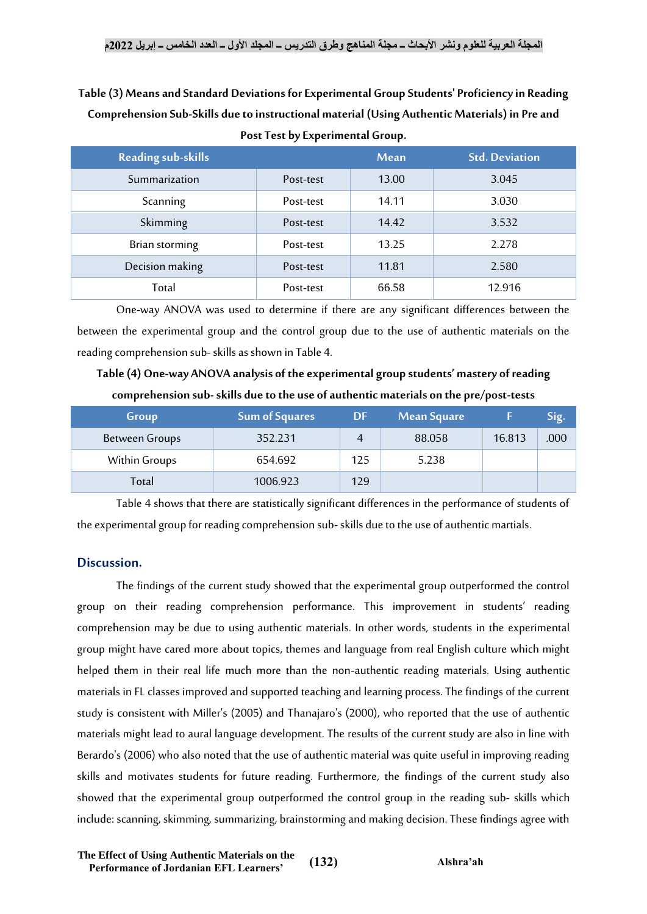**Table (3) Means and Standard Deviations for Experimental Group Students' Proficiency in Reading Comprehension Sub-Skills due to instructional material (Using Authentic Materials) in Pre and Post Test by Experimental Group.**

| Reading sub-skills | | Mean | Std. Deviation |
|---|---|---|---|
| Summarization | Post-test | 13.00 | 3.045 |
| Scanning | Post-test | 14.11 | 3.030 |
| Skimming | Post-test | 14.42 | 3.532 |
| Brian storming | Post-test | 13.25 | 2.278 |
| Decision making | Post-test | 11.81 | 2.580 |
| Total | Post-test | 66.58 | 12.916 |

One-way ANOVA was used to determine if there are any significant differences between the between the experimental group and the control group due to the use of authentic materials on the reading comprehension sub- skills as shown in Table 4.

**Table (4) One-way ANOVA analysis of the experimental group students' mastery of reading comprehension sub- skills due to the use of authentic materials on the pre/post-tests**

| Group | Sum of Squares | DF | Mean Square | F | Sig. |
|---|---|---|---|---|---|
| Between Groups | 352.231 | 4 | 88.058 | 16.813 | .000 |
| Within Groups | 654.692 | 125 | 5.238 | | |
| Total | 1006.923 | 129 | | | |

Table 4 shows that there are statistically significant differences in the performance of students of the experimental group for reading comprehension sub- skills due to the use of authentic martials.

## Discussion.

The findings of the current study showed that the experimental group outperformed the control group on their reading comprehension performance. This improvement in students' reading comprehension may be due to using authentic materials. In other words, students in the experimental group might have cared more about topics, themes and language from real English culture which might helped them in their real life much more than the non-authentic reading materials. Using authentic materials in FL classes improved and supported teaching and learning process. The findings of the current study is consistent with Miller's (2005) and Thanajaro's (2000), who reported that the use of authentic materials might lead to aural language development. The results of the current study are also in line with Berardo's (2006) who also noted that the use of authentic material was quite useful in improving reading skills and motivates students for future reading. Furthermore, the findings of the current study also showed that the experimental group outperformed the control group in the reading sub- skills which include: scanning, skimming, summarizing, brainstorming and making decision. These findings agree with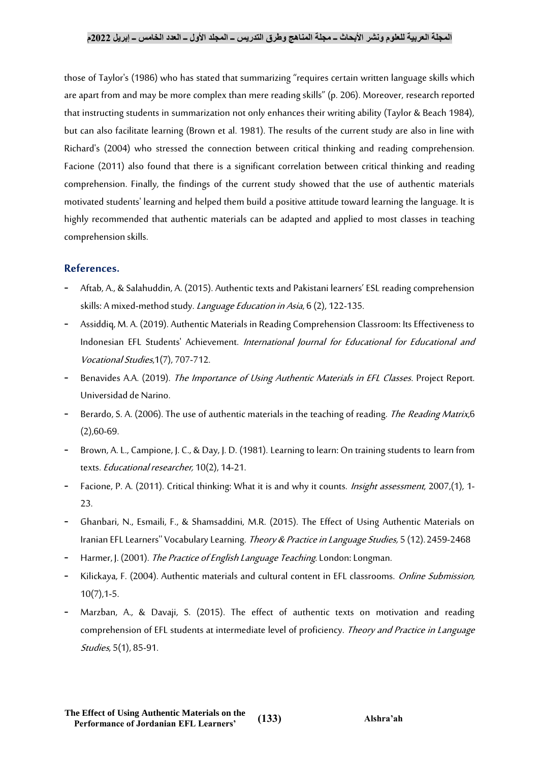those of Taylor's (1986) who has stated that summarizing "requires certain written language skills which are apart from and may be more complex than mere reading skills" (p. 206). Moreover, research reported that instructing students in summarization not only enhances their writing ability (Taylor & Beach 1984), but can also facilitate learning (Brown et al. 1981). The results of the current study are also in line with Richard's (2004) who stressed the connection between critical thinking and reading comprehension. Facione (2011) also found that there is a significant correlation between critical thinking and reading comprehension. Finally, the findings of the current study showed that the use of authentic materials motivated students' learning and helped them build a positive attitude toward learning the language. It is highly recommended that authentic materials can be adapted and applied to most classes in teaching comprehension skills.

## References.

- Aftab, A., & Salahuddin, A. (2015). Authentic texts and Pakistani learners' ESL reading comprehension skills: A mixed-method study. *Language Education in Asia*, 6 (2), 122-135.
- Assiddiq, M. A. (2019). Authentic Materials in Reading Comprehension Classroom: Its Effectiveness to Indonesian EFL Students' Achievement. *International Journal for Educational for Educational and Vocational Studies*,1(7), 707-712.
- Benavides A.A. (2019). *The Importance of Using Authentic Materials in EFL Classes*. Project Report. Universidad de Narino.
- Berardo, S. A. (2006). The use of authentic materials in the teaching of reading. *The Reading Matrix*,6 (2),60-69.
- Brown, A. L., Campione, J. C., & Day, J. D. (1981). Learning to learn: On training students to learn from texts. *Educational researcher,* 10(2), 14-21.
- Facione, P. A. (2011). Critical thinking: What it is and why it counts. *Insight assessment*, 2007,(1), 1-23.
- Ghanbari, N., Esmaili, F., & Shamsaddini, M.R. (2015). The Effect of Using Authentic Materials on Iranian EFL Learners'' Vocabulary Learning. *Theory & Practice in Language Studies,* 5 (12). 2459-2468
- Harmer, J. (2001). *The Practice of English Language Teaching*. London: Longman.
- Kilickaya, F. (2004). Authentic materials and cultural content in EFL classrooms. *Online Submission,* 10(7),1-5.
- Marzban, A., & Davaji, S. (2015). The effect of authentic texts on motivation and reading comprehension of EFL students at intermediate level of proficiency. *Theory and Practice in Language Studies*, 5(1), 85-91.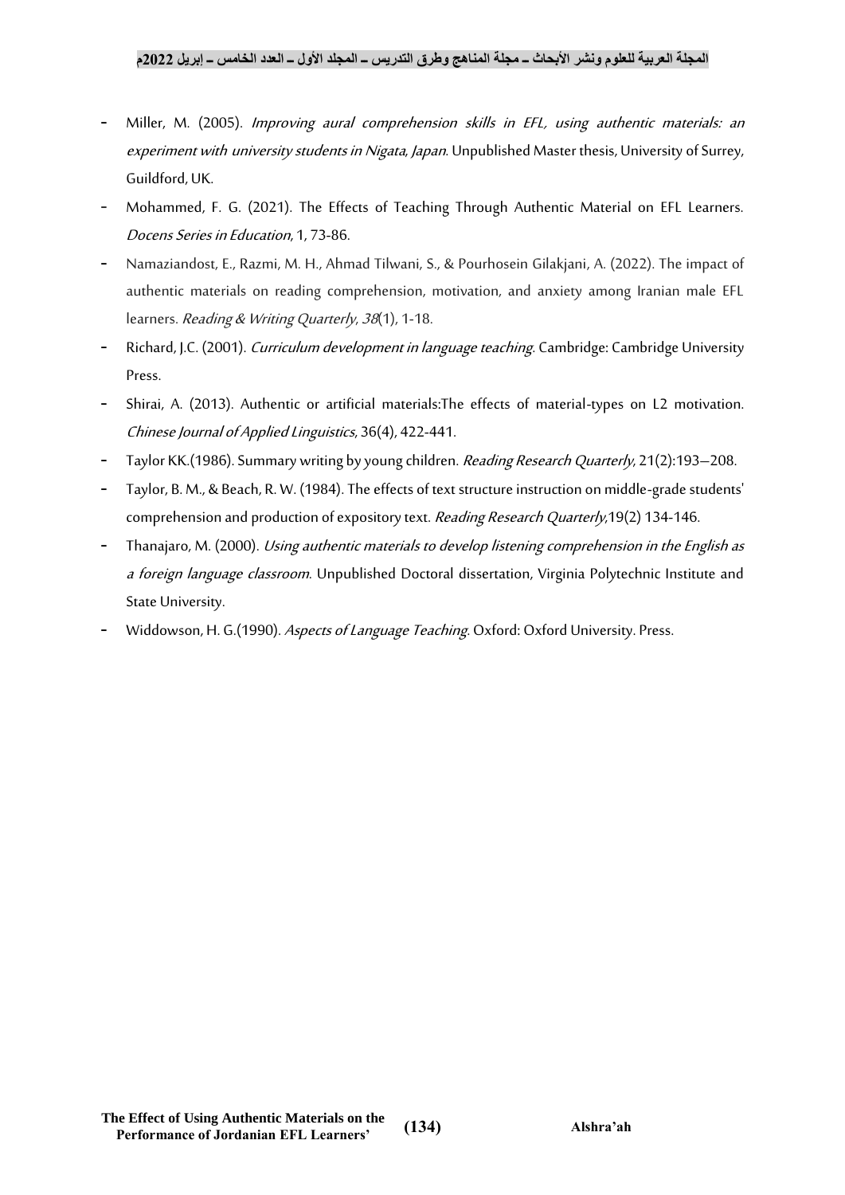- Miller, M. (2005). *Improving aural comprehension skills in EFL, using authentic materials: an experiment with university students in Nigata, Japan*. Unpublished Master thesis, University of Surrey, Guildford, UK.
- Mohammed, F. G. (2021). The Effects of Teaching Through Authentic Material on EFL Learners. *Docens Series in Education*, 1, 73-86.
- Namaziandost, E., Razmi, M. H., Ahmad Tilwani, S., & Pourhosein Gilakjani, A. (2022). The impact of authentic materials on reading comprehension, motivation, and anxiety among Iranian male EFL learners. *Reading & Writing Quarterly*, *38*(1), 1-18.
- Richard, J.C. (2001). *Curriculum development in language teaching*. Cambridge: Cambridge University Press.
- Shirai, A. (2013). Authentic or artificial materials:The effects of material-types on L2 motivation. *Chinese Journal of Applied Linguistics*, 36(4), 422-441.
- Taylor KK.(1986). Summary writing by young children. *Reading Research Quarterly*, 21(2):193–208.
- Taylor, B. M., & Beach, R. W. (1984). The effects of text structure instruction on middle-grade students' comprehension and production of expository text. *Reading Research Quarterly*,19(2) 134-146.
- Thanajaro, M. (2000). *Using authentic materials to develop listening comprehension in the English as a foreign language classroom*. Unpublished Doctoral dissertation, Virginia Polytechnic Institute and State University.
- Widdowson, H. G.(1990). *Aspects of Language Teaching*. Oxford: Oxford University. Press.